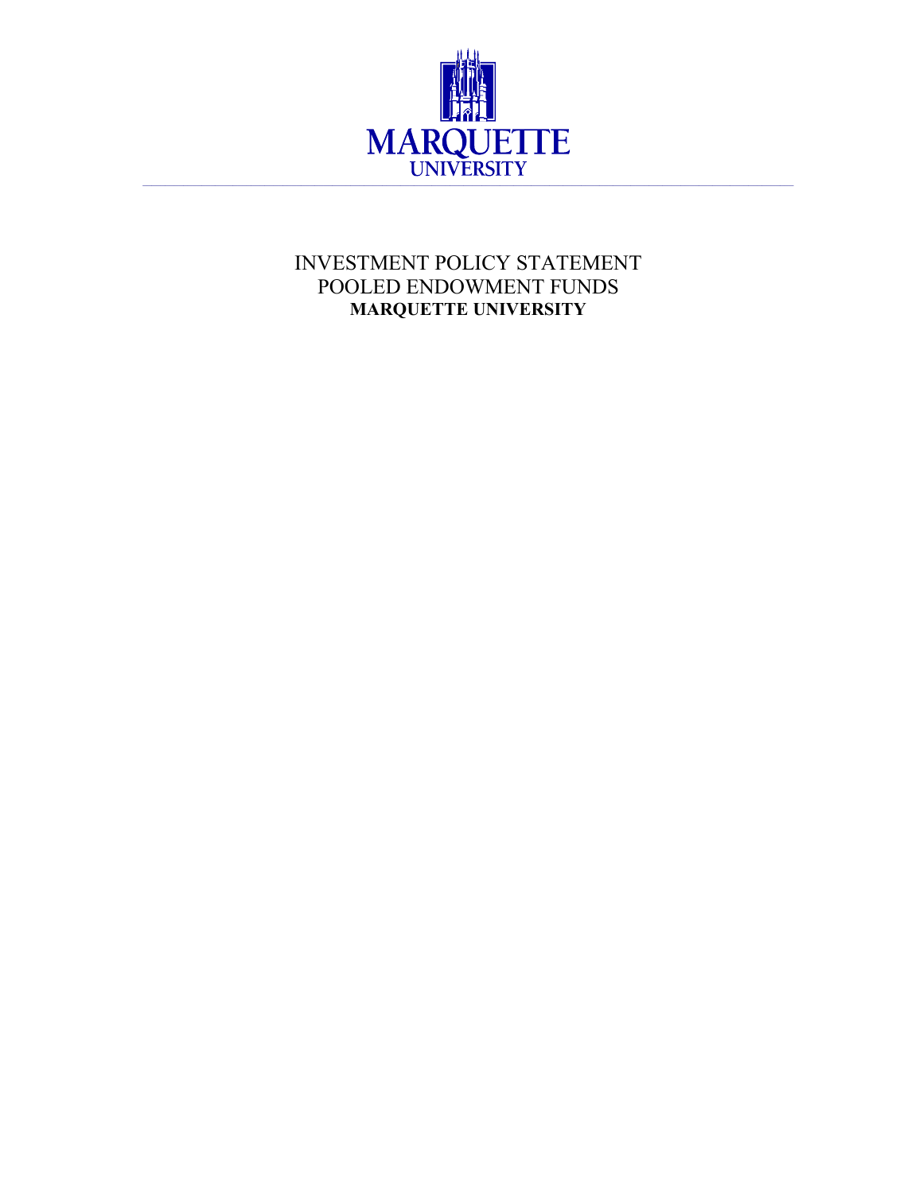MARQUETTE
UNIVERSITY

# INVESTMENT POLICY STATEMENT
# POOLED ENDOWMENT FUNDS
# **MARQUETTE UNIVERSITY**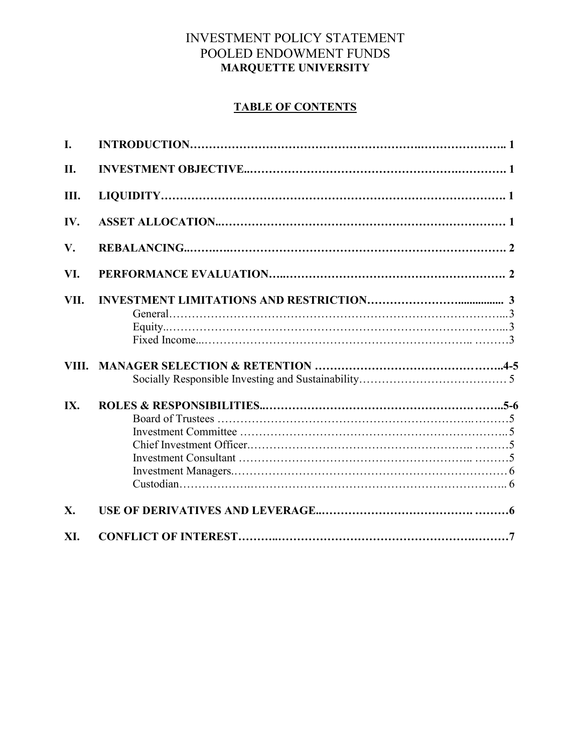# INVESTMENT POLICY STATEMENT
# POOLED ENDOWMENT FUNDS
## MARQUETTE UNIVERSITY

### TABLE OF CONTENTS

| | | |
|---|---|---|
| **I.** | **INTRODUCTION** | **1** |
| **II.** | **INVESTMENT OBJECTIVE** | **1** |
| **III.** | **LIQUIDITY** | **1** |
| **IV.** | **ASSET ALLOCATION** | **1** |
| **V.** | **REBALANCING** | **2** |
| **VI.** | **PERFORMANCE EVALUATION** | **2** |
| **VII.** | **INVESTMENT LIMITATIONS AND RESTRICTION** | **3** |
| | General | 3 |
| | Equity | 3 |
| | Fixed Income | 3 |
| **VIII.** | **MANAGER SELECTION & RETENTION** | **4-5** |
| | Socially Responsible Investing and Sustainability | 5 |
| **IX.** | **ROLES & RESPONSIBILITIES** | **5-6** |
| | Board of Trustees | 5 |
| | Investment Committee | 5 |
| | Chief Investment Officer | 5 |
| | Investment Consultant | 5 |
| | Investment Managers | 6 |
| | Custodian | 6 |
| **X.** | **USE OF DERIVATIVES AND LEVERAGE** | **6** |
| **XI.** | **CONFLICT OF INTEREST** | **7** |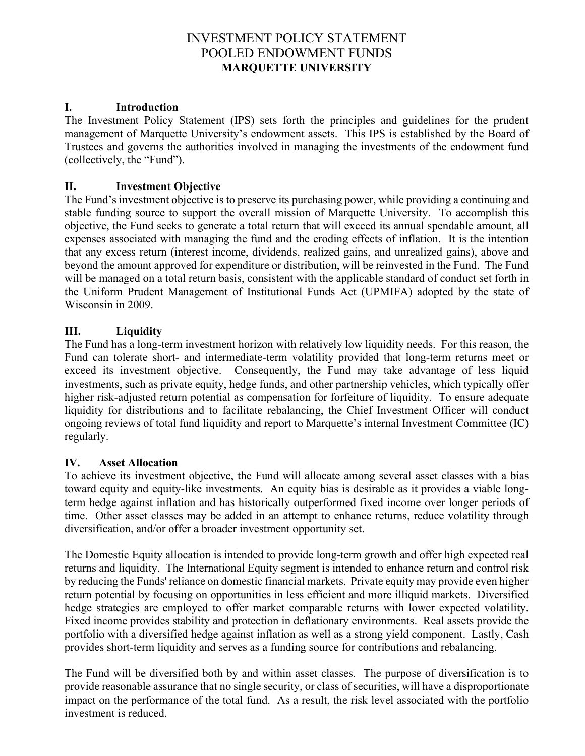# INVESTMENT POLICY STATEMENT
# POOLED ENDOWMENT FUNDS
# MARQUETTE UNIVERSITY

## I. Introduction

The Investment Policy Statement (IPS) sets forth the principles and guidelines for the prudent management of Marquette University's endowment assets. This IPS is established by the Board of Trustees and governs the authorities involved in managing the investments of the endowment fund (collectively, the "Fund").

## II. Investment Objective

The Fund's investment objective is to preserve its purchasing power, while providing a continuing and stable funding source to support the overall mission of Marquette University. To accomplish this objective, the Fund seeks to generate a total return that will exceed its annual spendable amount, all expenses associated with managing the fund and the eroding effects of inflation. It is the intention that any excess return (interest income, dividends, realized gains, and unrealized gains), above and beyond the amount approved for expenditure or distribution, will be reinvested in the Fund. The Fund will be managed on a total return basis, consistent with the applicable standard of conduct set forth in the Uniform Prudent Management of Institutional Funds Act (UPMIFA) adopted by the state of Wisconsin in 2009.

## III. Liquidity

The Fund has a long-term investment horizon with relatively low liquidity needs. For this reason, the Fund can tolerate short- and intermediate-term volatility provided that long-term returns meet or exceed its investment objective. Consequently, the Fund may take advantage of less liquid investments, such as private equity, hedge funds, and other partnership vehicles, which typically offer higher risk-adjusted return potential as compensation for forfeiture of liquidity. To ensure adequate liquidity for distributions and to facilitate rebalancing, the Chief Investment Officer will conduct ongoing reviews of total fund liquidity and report to Marquette's internal Investment Committee (IC) regularly.

## IV. Asset Allocation

To achieve its investment objective, the Fund will allocate among several asset classes with a bias toward equity and equity-like investments. An equity bias is desirable as it provides a viable long-term hedge against inflation and has historically outperformed fixed income over longer periods of time. Other asset classes may be added in an attempt to enhance returns, reduce volatility through diversification, and/or offer a broader investment opportunity set.

The Domestic Equity allocation is intended to provide long-term growth and offer high expected real returns and liquidity. The International Equity segment is intended to enhance return and control risk by reducing the Funds' reliance on domestic financial markets. Private equity may provide even higher return potential by focusing on opportunities in less efficient and more illiquid markets. Diversified hedge strategies are employed to offer market comparable returns with lower expected volatility. Fixed income provides stability and protection in deflationary environments. Real assets provide the portfolio with a diversified hedge against inflation as well as a strong yield component. Lastly, Cash provides short-term liquidity and serves as a funding source for contributions and rebalancing.

The Fund will be diversified both by and within asset classes. The purpose of diversification is to provide reasonable assurance that no single security, or class of securities, will have a disproportionate impact on the performance of the total fund. As a result, the risk level associated with the portfolio investment is reduced.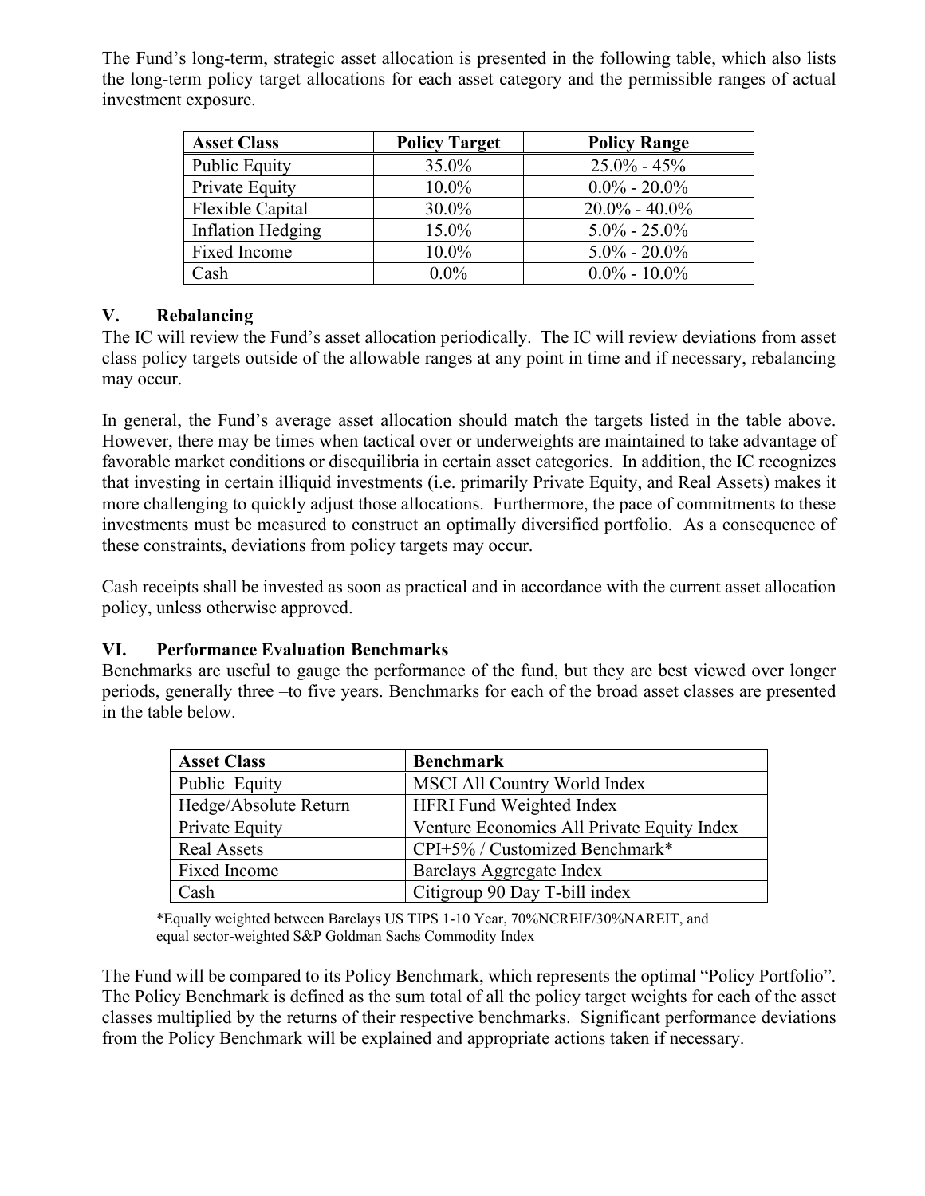The Fund's long-term, strategic asset allocation is presented in the following table, which also lists the long-term policy target allocations for each asset category and the permissible ranges of actual investment exposure.

| Asset Class | Policy Target | Policy Range |
|---|---|---|
| Public Equity | 35.0% | 25.0% - 45% |
| Private Equity | 10.0% | 0.0% - 20.0% |
| Flexible Capital | 30.0% | 20.0% - 40.0% |
| Inflation Hedging | 15.0% | 5.0% - 25.0% |
| Fixed Income | 10.0% | 5.0% - 20.0% |
| Cash | 0.0% | 0.0% - 10.0% |

## V. Rebalancing

The IC will review the Fund's asset allocation periodically. The IC will review deviations from asset class policy targets outside of the allowable ranges at any point in time and if necessary, rebalancing may occur.

In general, the Fund's average asset allocation should match the targets listed in the table above. However, there may be times when tactical over or underweights are maintained to take advantage of favorable market conditions or disequilibria in certain asset categories. In addition, the IC recognizes that investing in certain illiquid investments (i.e. primarily Private Equity, and Real Assets) makes it more challenging to quickly adjust those allocations. Furthermore, the pace of commitments to these investments must be measured to construct an optimally diversified portfolio. As a consequence of these constraints, deviations from policy targets may occur.

Cash receipts shall be invested as soon as practical and in accordance with the current asset allocation policy, unless otherwise approved.

## VI. Performance Evaluation Benchmarks

Benchmarks are useful to gauge the performance of the fund, but they are best viewed over longer periods, generally three –to five years. Benchmarks for each of the broad asset classes are presented in the table below.

| Asset Class | Benchmark |
|---|---|
| Public Equity | MSCI All Country World Index |
| Hedge/Absolute Return | HFRI Fund Weighted Index |
| Private Equity | Venture Economics All Private Equity Index |
| Real Assets | CPI+5% / Customized Benchmark* |
| Fixed Income | Barclays Aggregate Index |
| Cash | Citigroup 90 Day T-bill index |

*Equally weighted between Barclays US TIPS 1-10 Year, 70%NCREIF/30%NAREIT, and equal sector-weighted S&P Goldman Sachs Commodity Index

The Fund will be compared to its Policy Benchmark, which represents the optimal "Policy Portfolio". The Policy Benchmark is defined as the sum total of all the policy target weights for each of the asset classes multiplied by the returns of their respective benchmarks. Significant performance deviations from the Policy Benchmark will be explained and appropriate actions taken if necessary.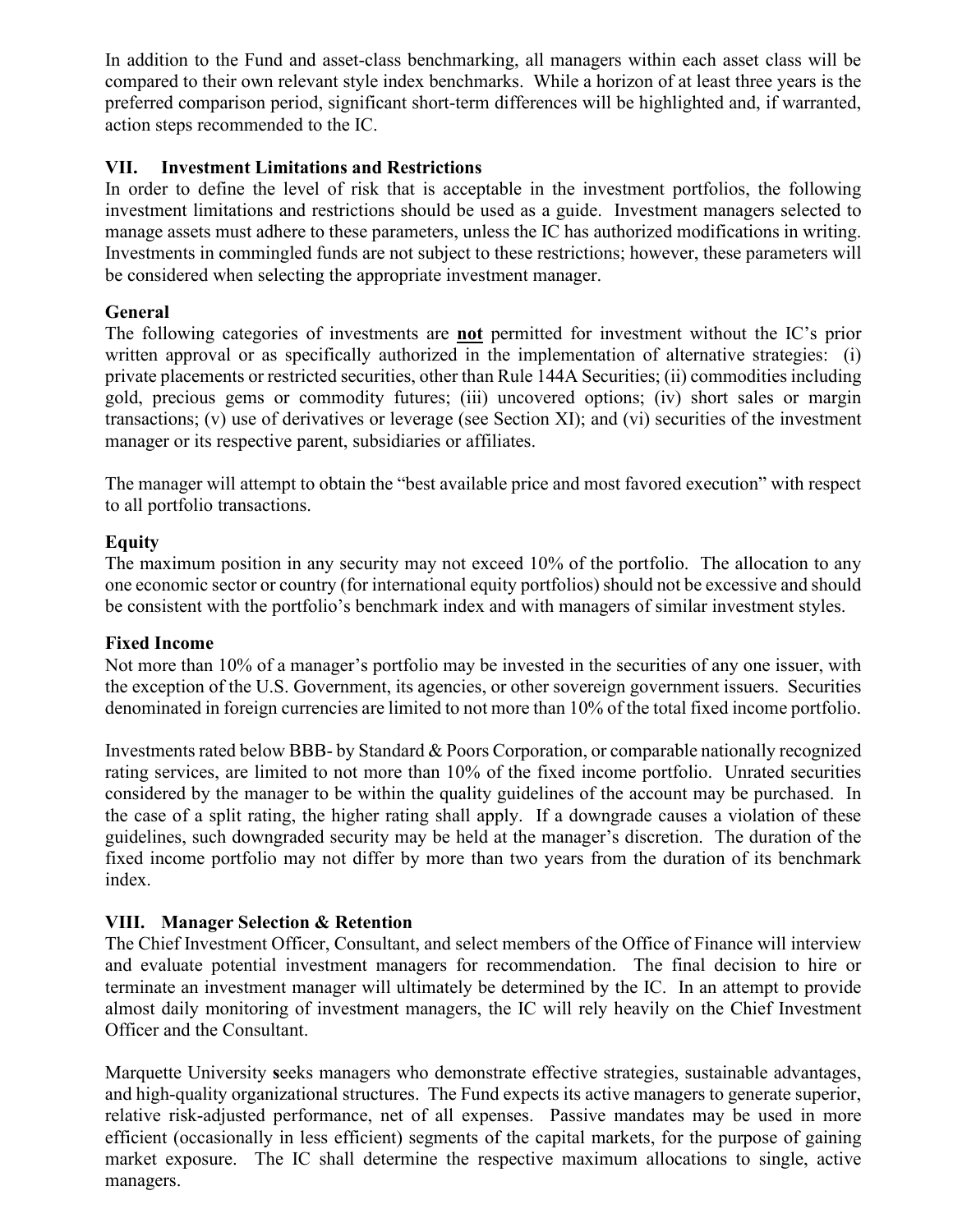In addition to the Fund and asset-class benchmarking, all managers within each asset class will be compared to their own relevant style index benchmarks. While a horizon of at least three years is the preferred comparison period, significant short-term differences will be highlighted and, if warranted, action steps recommended to the IC.

## VII. Investment Limitations and Restrictions

In order to define the level of risk that is acceptable in the investment portfolios, the following investment limitations and restrictions should be used as a guide. Investment managers selected to manage assets must adhere to these parameters, unless the IC has authorized modifications in writing. Investments in commingled funds are not subject to these restrictions; however, these parameters will be considered when selecting the appropriate investment manager.

### General

The following categories of investments are **not** permitted for investment without the IC's prior written approval or as specifically authorized in the implementation of alternative strategies: (i) private placements or restricted securities, other than Rule 144A Securities; (ii) commodities including gold, precious gems or commodity futures; (iii) uncovered options; (iv) short sales or margin transactions; (v) use of derivatives or leverage (see Section XI); and (vi) securities of the investment manager or its respective parent, subsidiaries or affiliates.

The manager will attempt to obtain the "best available price and most favored execution" with respect to all portfolio transactions.

### Equity

The maximum position in any security may not exceed 10% of the portfolio. The allocation to any one economic sector or country (for international equity portfolios) should not be excessive and should be consistent with the portfolio's benchmark index and with managers of similar investment styles.

### Fixed Income

Not more than 10% of a manager's portfolio may be invested in the securities of any one issuer, with the exception of the U.S. Government, its agencies, or other sovereign government issuers. Securities denominated in foreign currencies are limited to not more than 10% of the total fixed income portfolio.

Investments rated below BBB- by Standard & Poors Corporation, or comparable nationally recognized rating services, are limited to not more than 10% of the fixed income portfolio. Unrated securities considered by the manager to be within the quality guidelines of the account may be purchased. In the case of a split rating, the higher rating shall apply. If a downgrade causes a violation of these guidelines, such downgraded security may be held at the manager's discretion. The duration of the fixed income portfolio may not differ by more than two years from the duration of its benchmark index.

## VIII. Manager Selection & Retention

The Chief Investment Officer, Consultant, and select members of the Office of Finance will interview and evaluate potential investment managers for recommendation. The final decision to hire or terminate an investment manager will ultimately be determined by the IC. In an attempt to provide almost daily monitoring of investment managers, the IC will rely heavily on the Chief Investment Officer and the Consultant.

Marquette University seeks managers who demonstrate effective strategies, sustainable advantages, and high-quality organizational structures. The Fund expects its active managers to generate superior, relative risk-adjusted performance, net of all expenses. Passive mandates may be used in more efficient (occasionally in less efficient) segments of the capital markets, for the purpose of gaining market exposure. The IC shall determine the respective maximum allocations to single, active managers.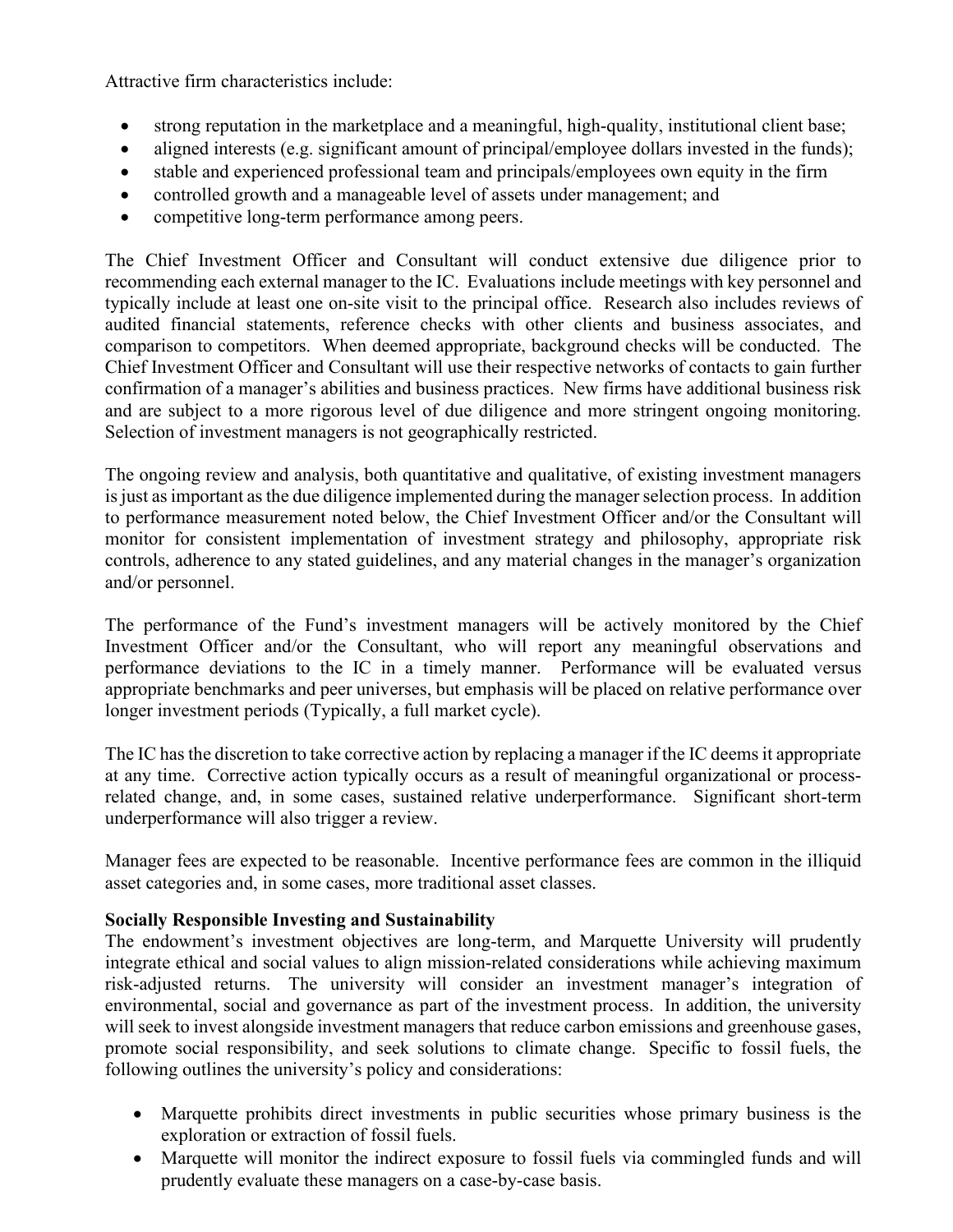Attractive firm characteristics include:

- strong reputation in the marketplace and a meaningful, high-quality, institutional client base;
- aligned interests (e.g. significant amount of principal/employee dollars invested in the funds);
- stable and experienced professional team and principals/employees own equity in the firm
- controlled growth and a manageable level of assets under management; and
- competitive long-term performance among peers.

The Chief Investment Officer and Consultant will conduct extensive due diligence prior to recommending each external manager to the IC. Evaluations include meetings with key personnel and typically include at least one on-site visit to the principal office. Research also includes reviews of audited financial statements, reference checks with other clients and business associates, and comparison to competitors. When deemed appropriate, background checks will be conducted. The Chief Investment Officer and Consultant will use their respective networks of contacts to gain further confirmation of a manager's abilities and business practices. New firms have additional business risk and are subject to a more rigorous level of due diligence and more stringent ongoing monitoring. Selection of investment managers is not geographically restricted.

The ongoing review and analysis, both quantitative and qualitative, of existing investment managers is just as important as the due diligence implemented during the manager selection process. In addition to performance measurement noted below, the Chief Investment Officer and/or the Consultant will monitor for consistent implementation of investment strategy and philosophy, appropriate risk controls, adherence to any stated guidelines, and any material changes in the manager's organization and/or personnel.

The performance of the Fund's investment managers will be actively monitored by the Chief Investment Officer and/or the Consultant, who will report any meaningful observations and performance deviations to the IC in a timely manner. Performance will be evaluated versus appropriate benchmarks and peer universes, but emphasis will be placed on relative performance over longer investment periods (Typically, a full market cycle).

The IC has the discretion to take corrective action by replacing a manager if the IC deems it appropriate at any time. Corrective action typically occurs as a result of meaningful organizational or process-related change, and, in some cases, sustained relative underperformance. Significant short-term underperformance will also trigger a review.

Manager fees are expected to be reasonable. Incentive performance fees are common in the illiquid asset categories and, in some cases, more traditional asset classes.

**Socially Responsible Investing and Sustainability**

The endowment's investment objectives are long-term, and Marquette University will prudently integrate ethical and social values to align mission-related considerations while achieving maximum risk-adjusted returns. The university will consider an investment manager's integration of environmental, social and governance as part of the investment process. In addition, the university will seek to invest alongside investment managers that reduce carbon emissions and greenhouse gases, promote social responsibility, and seek solutions to climate change. Specific to fossil fuels, the following outlines the university's policy and considerations:

- Marquette prohibits direct investments in public securities whose primary business is the exploration or extraction of fossil fuels.
- Marquette will monitor the indirect exposure to fossil fuels via commingled funds and will prudently evaluate these managers on a case-by-case basis.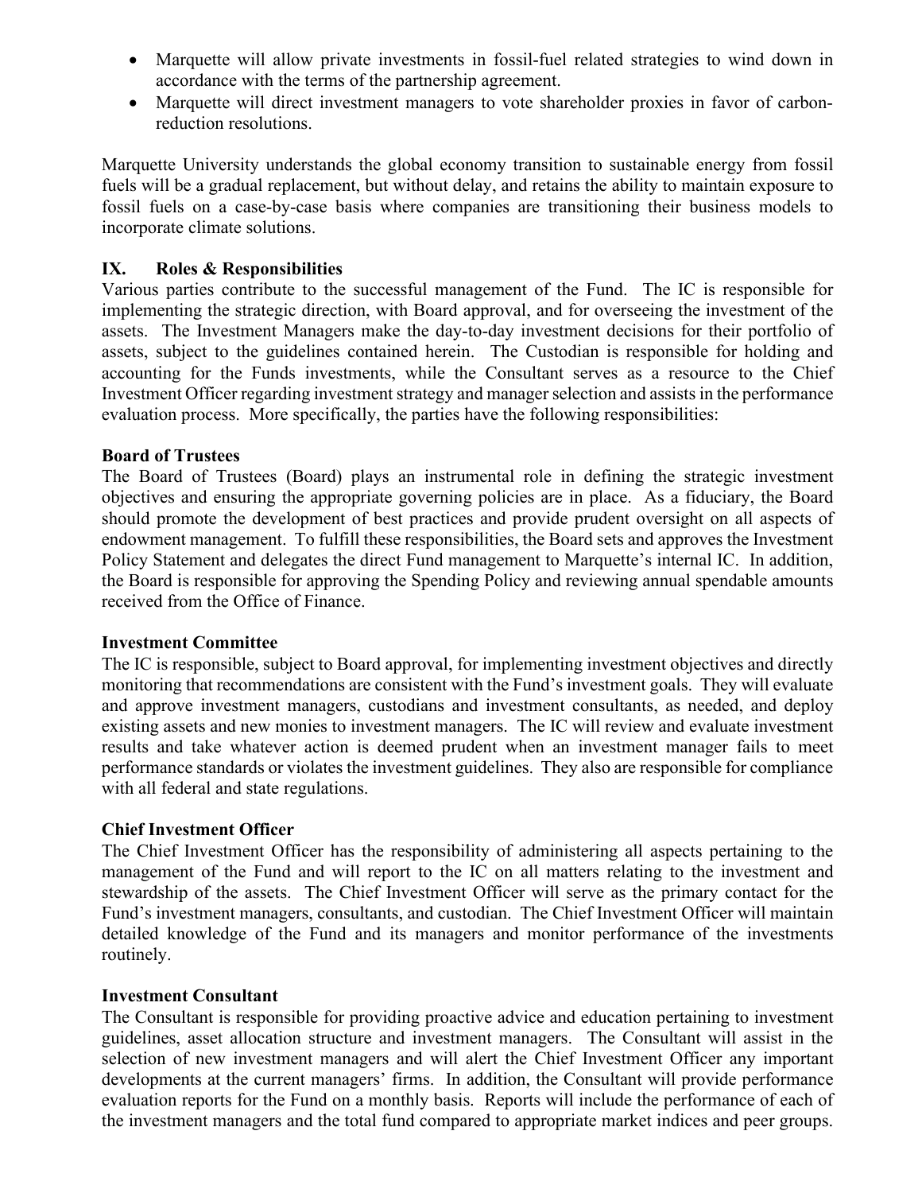- Marquette will allow private investments in fossil-fuel related strategies to wind down in accordance with the terms of the partnership agreement.
- Marquette will direct investment managers to vote shareholder proxies in favor of carbon-reduction resolutions.

Marquette University understands the global economy transition to sustainable energy from fossil fuels will be a gradual replacement, but without delay, and retains the ability to maintain exposure to fossil fuels on a case-by-case basis where companies are transitioning their business models to incorporate climate solutions.

## IX. Roles & Responsibilities

Various parties contribute to the successful management of the Fund. The IC is responsible for implementing the strategic direction, with Board approval, and for overseeing the investment of the assets. The Investment Managers make the day-to-day investment decisions for their portfolio of assets, subject to the guidelines contained herein. The Custodian is responsible for holding and accounting for the Funds investments, while the Consultant serves as a resource to the Chief Investment Officer regarding investment strategy and manager selection and assists in the performance evaluation process. More specifically, the parties have the following responsibilities:

**Board of Trustees**

The Board of Trustees (Board) plays an instrumental role in defining the strategic investment objectives and ensuring the appropriate governing policies are in place. As a fiduciary, the Board should promote the development of best practices and provide prudent oversight on all aspects of endowment management. To fulfill these responsibilities, the Board sets and approves the Investment Policy Statement and delegates the direct Fund management to Marquette's internal IC. In addition, the Board is responsible for approving the Spending Policy and reviewing annual spendable amounts received from the Office of Finance.

**Investment Committee**

The IC is responsible, subject to Board approval, for implementing investment objectives and directly monitoring that recommendations are consistent with the Fund's investment goals. They will evaluate and approve investment managers, custodians and investment consultants, as needed, and deploy existing assets and new monies to investment managers. The IC will review and evaluate investment results and take whatever action is deemed prudent when an investment manager fails to meet performance standards or violates the investment guidelines. They also are responsible for compliance with all federal and state regulations.

**Chief Investment Officer**

The Chief Investment Officer has the responsibility of administering all aspects pertaining to the management of the Fund and will report to the IC on all matters relating to the investment and stewardship of the assets. The Chief Investment Officer will serve as the primary contact for the Fund's investment managers, consultants, and custodian. The Chief Investment Officer will maintain detailed knowledge of the Fund and its managers and monitor performance of the investments routinely.

**Investment Consultant**

The Consultant is responsible for providing proactive advice and education pertaining to investment guidelines, asset allocation structure and investment managers. The Consultant will assist in the selection of new investment managers and will alert the Chief Investment Officer any important developments at the current managers' firms. In addition, the Consultant will provide performance evaluation reports for the Fund on a monthly basis. Reports will include the performance of each of the investment managers and the total fund compared to appropriate market indices and peer groups.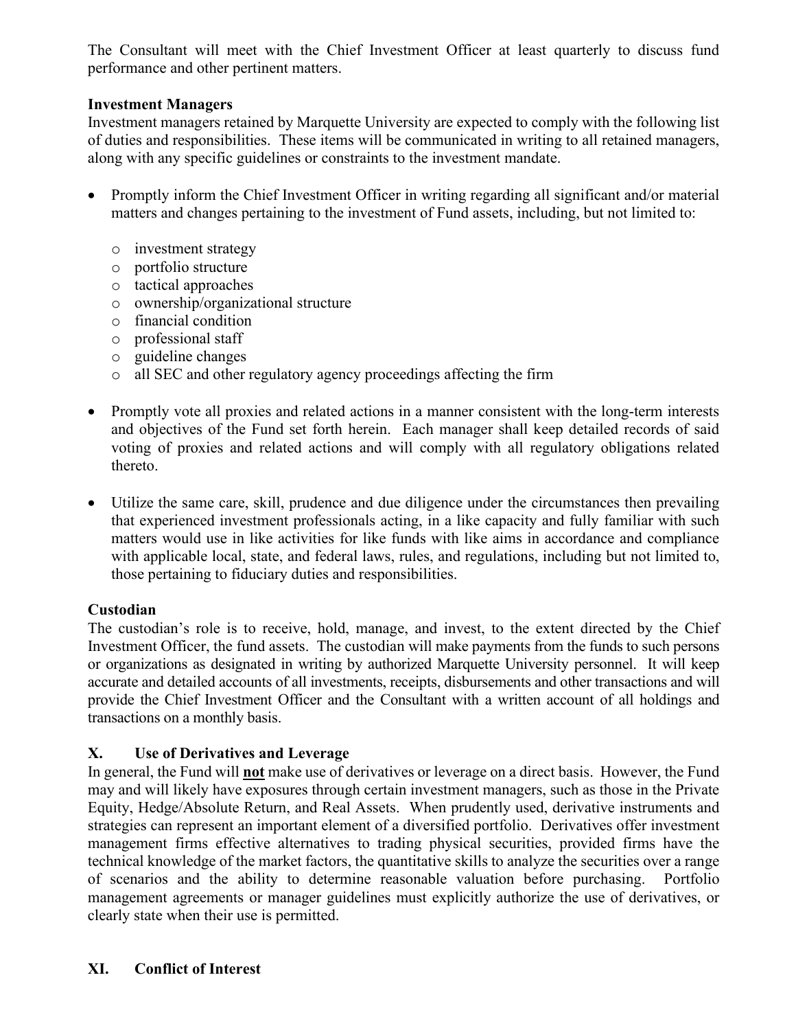The Consultant will meet with the Chief Investment Officer at least quarterly to discuss fund performance and other pertinent matters.

**Investment Managers**

Investment managers retained by Marquette University are expected to comply with the following list of duties and responsibilities. These items will be communicated in writing to all retained managers, along with any specific guidelines or constraints to the investment mandate.

- Promptly inform the Chief Investment Officer in writing regarding all significant and/or material matters and changes pertaining to the investment of Fund assets, including, but not limited to:
  - investment strategy
  - portfolio structure
  - tactical approaches
  - ownership/organizational structure
  - financial condition
  - professional staff
  - guideline changes
  - all SEC and other regulatory agency proceedings affecting the firm

- Promptly vote all proxies and related actions in a manner consistent with the long-term interests and objectives of the Fund set forth herein. Each manager shall keep detailed records of said voting of proxies and related actions and will comply with all regulatory obligations related thereto.

- Utilize the same care, skill, prudence and due diligence under the circumstances then prevailing that experienced investment professionals acting, in a like capacity and fully familiar with such matters would use in like activities for like funds with like aims in accordance and compliance with applicable local, state, and federal laws, rules, and regulations, including but not limited to, those pertaining to fiduciary duties and responsibilities.

**Custodian**

The custodian's role is to receive, hold, manage, and invest, to the extent directed by the Chief Investment Officer, the fund assets. The custodian will make payments from the funds to such persons or organizations as designated in writing by authorized Marquette University personnel. It will keep accurate and detailed accounts of all investments, receipts, disbursements and other transactions and will provide the Chief Investment Officer and the Consultant with a written account of all holdings and transactions on a monthly basis.

## X. Use of Derivatives and Leverage

In general, the Fund will **not** make use of derivatives or leverage on a direct basis. However, the Fund may and will likely have exposures through certain investment managers, such as those in the Private Equity, Hedge/Absolute Return, and Real Assets. When prudently used, derivative instruments and strategies can represent an important element of a diversified portfolio. Derivatives offer investment management firms effective alternatives to trading physical securities, provided firms have the technical knowledge of the market factors, the quantitative skills to analyze the securities over a range of scenarios and the ability to determine reasonable valuation before purchasing. Portfolio management agreements or manager guidelines must explicitly authorize the use of derivatives, or clearly state when their use is permitted.

## XI. Conflict of Interest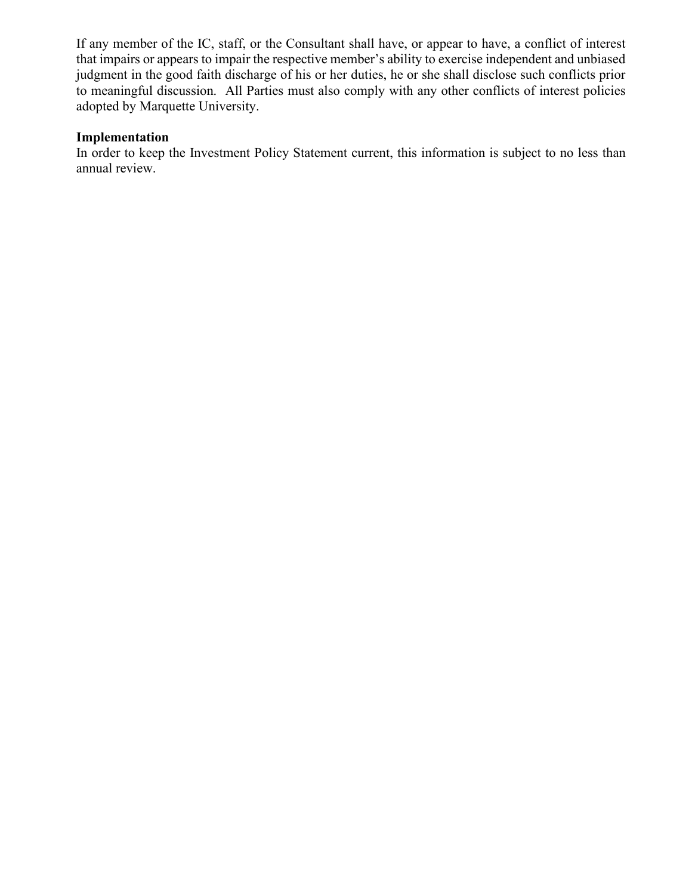If any member of the IC, staff, or the Consultant shall have, or appear to have, a conflict of interest that impairs or appears to impair the respective member's ability to exercise independent and unbiased judgment in the good faith discharge of his or her duties, he or she shall disclose such conflicts prior to meaningful discussion. All Parties must also comply with any other conflicts of interest policies adopted by Marquette University.

**Implementation**

In order to keep the Investment Policy Statement current, this information is subject to no less than annual review.